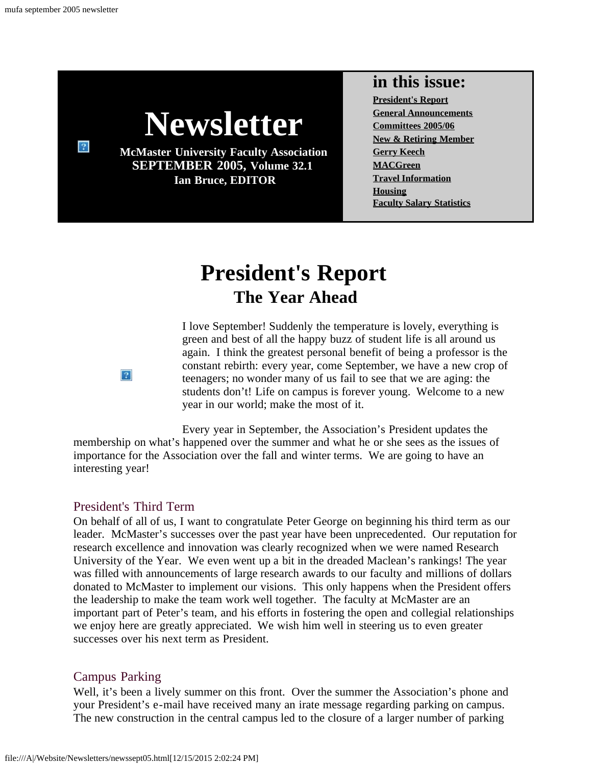# Newsletter

**McMaster University Faculty Association**
**SEPTEMBER 2005, Volume 32.1**
**Ian Bruce, EDITOR**

## in this issue:

- **President's Report**
- **General Announcements**
- **Committees 2005/06**
- **New & Retiring Member**
- **Gerry Keech**
- **MACGreen**
- **Travel Information**
- **Housing**
- **Faculty Salary Statistics**

# President's Report

## The Year Ahead

I love September! Suddenly the temperature is lovely, everything is green and best of all the happy buzz of student life is all around us again. I think the greatest personal benefit of being a professor is the constant rebirth: every year, come September, we have a new crop of teenagers; no wonder many of us fail to see that we are aging: the students don't! Life on campus is forever young. Welcome to a new year in our world; make the most of it.

Every year in September, the Association's President updates the membership on what's happened over the summer and what he or she sees as the issues of importance for the Association over the fall and winter terms. We are going to have an interesting year!

### President's Third Term

On behalf of all of us, I want to congratulate Peter George on beginning his third term as our leader. McMaster's successes over the past year have been unprecedented. Our reputation for research excellence and innovation was clearly recognized when we were named Research University of the Year. We even went up a bit in the dreaded Maclean's rankings! The year was filled with announcements of large research awards to our faculty and millions of dollars donated to McMaster to implement our visions. This only happens when the President offers the leadership to make the team work well together. The faculty at McMaster are an important part of Peter's team, and his efforts in fostering the open and collegial relationships we enjoy here are greatly appreciated. We wish him well in steering us to even greater successes over his next term as President.

### Campus Parking

Well, it's been a lively summer on this front. Over the summer the Association's phone and your President's e-mail have received many an irate message regarding parking on campus. The new construction in the central campus led to the closure of a larger number of parking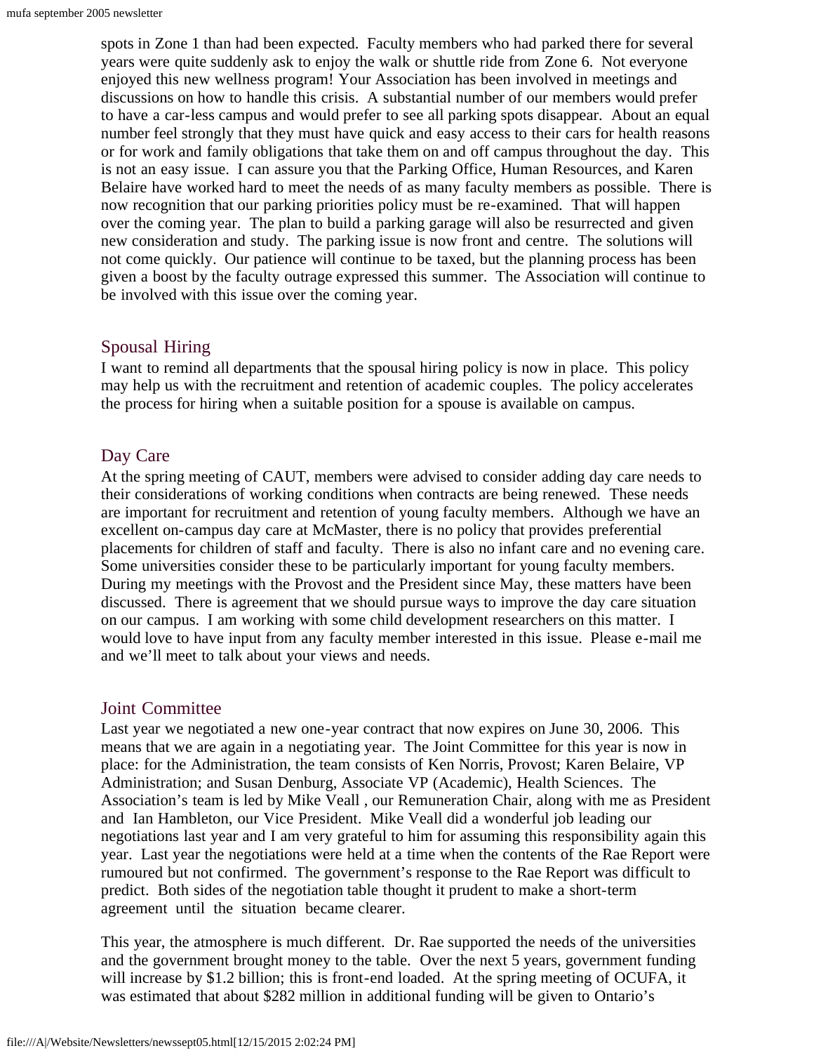spots in Zone 1 than had been expected. Faculty members who had parked there for several years were quite suddenly ask to enjoy the walk or shuttle ride from Zone 6. Not everyone enjoyed this new wellness program! Your Association has been involved in meetings and discussions on how to handle this crisis. A substantial number of our members would prefer to have a car-less campus and would prefer to see all parking spots disappear. About an equal number feel strongly that they must have quick and easy access to their cars for health reasons or for work and family obligations that take them on and off campus throughout the day. This is not an easy issue. I can assure you that the Parking Office, Human Resources, and Karen Belaire have worked hard to meet the needs of as many faculty members as possible. There is now recognition that our parking priorities policy must be re-examined. That will happen over the coming year. The plan to build a parking garage will also be resurrected and given new consideration and study. The parking issue is now front and centre. The solutions will not come quickly. Our patience will continue to be taxed, but the planning process has been given a boost by the faculty outrage expressed this summer. The Association will continue to be involved with this issue over the coming year.

## Spousal Hiring

I want to remind all departments that the spousal hiring policy is now in place. This policy may help us with the recruitment and retention of academic couples. The policy accelerates the process for hiring when a suitable position for a spouse is available on campus.

## Day Care

At the spring meeting of CAUT, members were advised to consider adding day care needs to their considerations of working conditions when contracts are being renewed. These needs are important for recruitment and retention of young faculty members. Although we have an excellent on-campus day care at McMaster, there is no policy that provides preferential placements for children of staff and faculty. There is also no infant care and no evening care. Some universities consider these to be particularly important for young faculty members. During my meetings with the Provost and the President since May, these matters have been discussed. There is agreement that we should pursue ways to improve the day care situation on our campus. I am working with some child development researchers on this matter. I would love to have input from any faculty member interested in this issue. Please e-mail me and we'll meet to talk about your views and needs.

## Joint Committee

Last year we negotiated a new one-year contract that now expires on June 30, 2006. This means that we are again in a negotiating year. The Joint Committee for this year is now in place: for the Administration, the team consists of Ken Norris, Provost; Karen Belaire, VP Administration; and Susan Denburg, Associate VP (Academic), Health Sciences. The Association's team is led by Mike Veall , our Remuneration Chair, along with me as President and Ian Hambleton, our Vice President. Mike Veall did a wonderful job leading our negotiations last year and I am very grateful to him for assuming this responsibility again this year. Last year the negotiations were held at a time when the contents of the Rae Report were rumoured but not confirmed. The government's response to the Rae Report was difficult to predict. Both sides of the negotiation table thought it prudent to make a short-term agreement until the situation became clearer.

This year, the atmosphere is much different. Dr. Rae supported the needs of the universities and the government brought money to the table. Over the next 5 years, government funding will increase by \$1.2 billion; this is front-end loaded. At the spring meeting of OCUFA, it was estimated that about \$282 million in additional funding will be given to Ontario's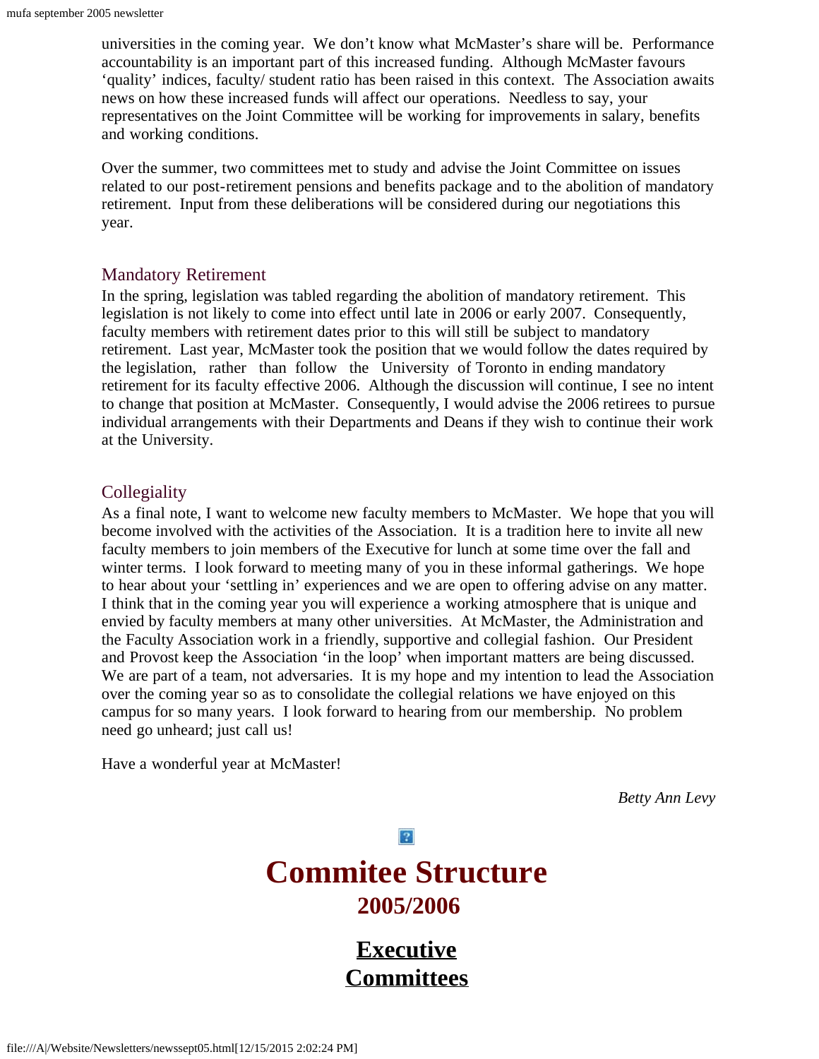universities in the coming year. We don't know what McMaster's share will be. Performance accountability is an important part of this increased funding. Although McMaster favours 'quality' indices, faculty/ student ratio has been raised in this context. The Association awaits news on how these increased funds will affect our operations. Needless to say, your representatives on the Joint Committee will be working for improvements in salary, benefits and working conditions.

Over the summer, two committees met to study and advise the Joint Committee on issues related to our post-retirement pensions and benefits package and to the abolition of mandatory retirement. Input from these deliberations will be considered during our negotiations this year.

### Mandatory Retirement

In the spring, legislation was tabled regarding the abolition of mandatory retirement. This legislation is not likely to come into effect until late in 2006 or early 2007. Consequently, faculty members with retirement dates prior to this will still be subject to mandatory retirement. Last year, McMaster took the position that we would follow the dates required by the legislation, rather than follow the University of Toronto in ending mandatory retirement for its faculty effective 2006. Although the discussion will continue, I see no intent to change that position at McMaster. Consequently, I would advise the 2006 retirees to pursue individual arrangements with their Departments and Deans if they wish to continue their work at the University.

### Collegiality

As a final note, I want to welcome new faculty members to McMaster. We hope that you will become involved with the activities of the Association. It is a tradition here to invite all new faculty members to join members of the Executive for lunch at some time over the fall and winter terms. I look forward to meeting many of you in these informal gatherings. We hope to hear about your 'settling in' experiences and we are open to offering advise on any matter. I think that in the coming year you will experience a working atmosphere that is unique and envied by faculty members at many other universities. At McMaster, the Administration and the Faculty Association work in a friendly, supportive and collegial fashion. Our President and Provost keep the Association 'in the loop' when important matters are being discussed. We are part of a team, not adversaries. It is my hope and my intention to lead the Association over the coming year so as to consolidate the collegial relations we have enjoyed on this campus for so many years. I look forward to hearing from our membership. No problem need go unheard; just call us!

Have a wonderful year at McMaster!

*Betty Ann Levy*

# Commitee Structure

## 2005/2006

## Executive Committees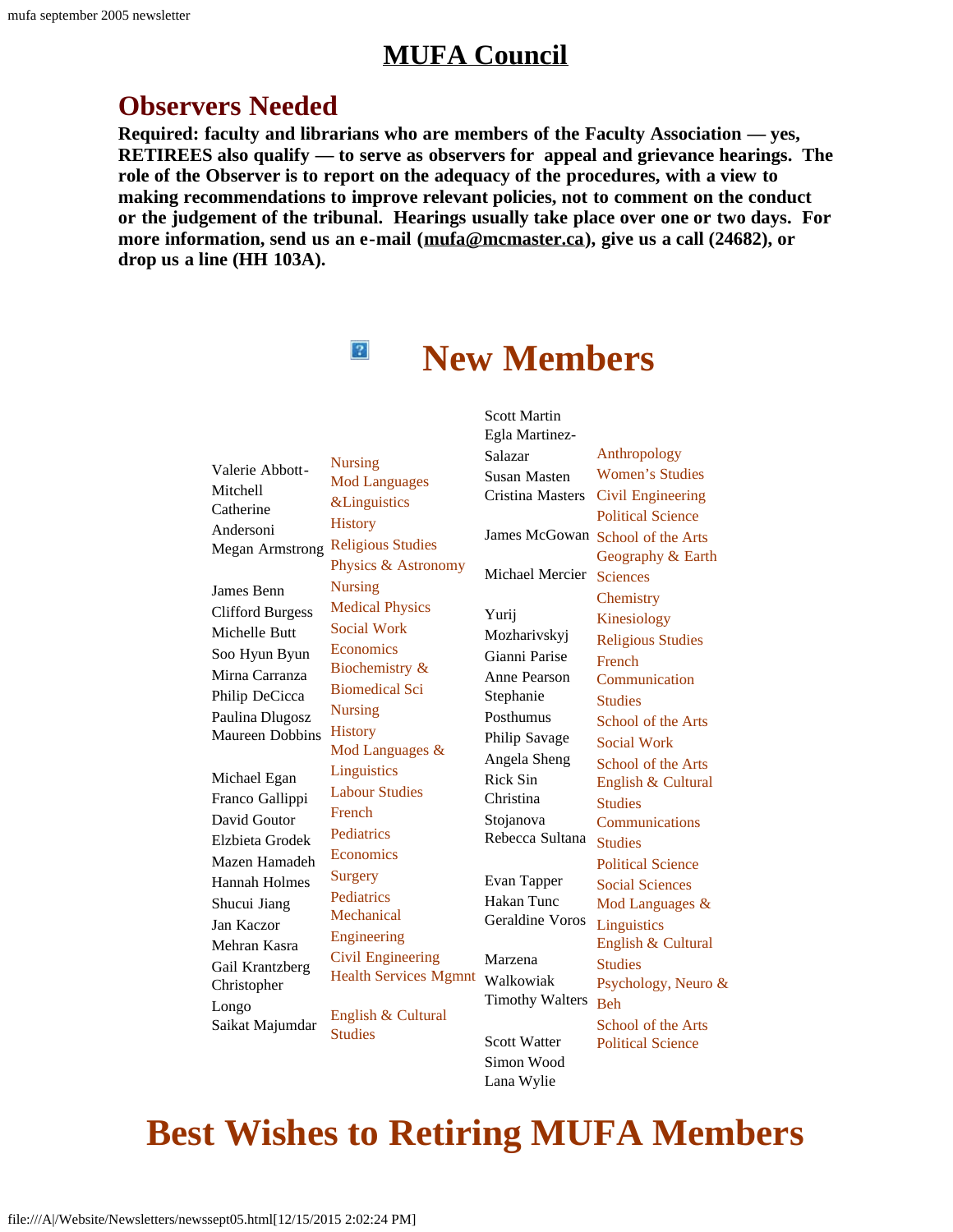# MUFA Council

## Observers Needed

**Required: faculty and librarians who are members of the Faculty Association — yes, RETIREES also qualify — to serve as observers for appeal and grievance hearings. The role of the Observer is to report on the adequacy of the procedures, with a view to making recommendations to improve relevant policies, not to comment on the conduct or the judgement of the tribunal. Hearings usually take place over one or two days. For more information, send us an e-mail (mufa@mcmaster.ca), give us a call (24682), or drop us a line (HH 103A).**

# New Members

| Name | Department |
|---|---|
| Valerie Abbott-Mitchell | Nursing |
| Catherine Andersoni | Mod Languages &Linguistics |
| Megan Armstrong | History |
| James Benn | Religious Studies |
| Clifford Burgess | Physics & Astronomy |
| Michelle Butt | Nursing |
| Soo Hyun Byun | Medical Physics |
| Mirna Carranza | Social Work |
| Philip DeCicca | Economics |
| Paulina Dlugosz | Biochemistry & Biomedical Sci |
| Maureen Dobbins | Nursing |
| Michael Egan | History |
| Franco Gallippi | Mod Languages & Linguistics |
| David Goutor | Labour Studies |
| Elzbieta Grodek | French |
| Mazen Hamadeh | Pediatrics |
| Hannah Holmes | Economics |
| Shucui Jiang | Surgery |
| Jan Kaczor | Pediatrics |
| Mehran Kasra | Mechanical Engineering |
| Gail Krantzberg | Civil Engineering |
| Christopher Longo | Health Services Mgmnt |
| Saikat Majumdar | English & Cultural Studies |
| Scott Martin | Anthropology |
| Egla Martinez-Salazar | Women's Studies |
| Susan Masten | Civil Engineering |
| Cristina Masters | Political Science |
| James McGowan | School of the Arts |
| Michael Mercier | Geography & Earth Sciences |
| Yurij Mozharivskyj | Chemistry |
| Gianni Parise | Kinesiology |
| Anne Pearson | Religious Studies |
| Stephanie Posthumus | French |
| Philip Savage | Communication Studies |
| Angela Sheng | School of the Arts |
| Rick Sin | Social Work |
| Christina Stojanova | School of the Arts |
| Rebecca Sultana | English & Cultural Studies |
| Evan Tapper | Communications Studies |
| Hakan Tunc | Political Science |
| Geraldine Voros | Social Sciences |
| Marzena Walkowiak | Mod Languages & Linguistics |
| Timothy Walters | English & Cultural Studies |
| Scott Watter | Psychology, Neuro & Beh |
| Simon Wood | School of the Arts |
| Lana Wylie | Political Science |

# Best Wishes to Retiring MUFA Members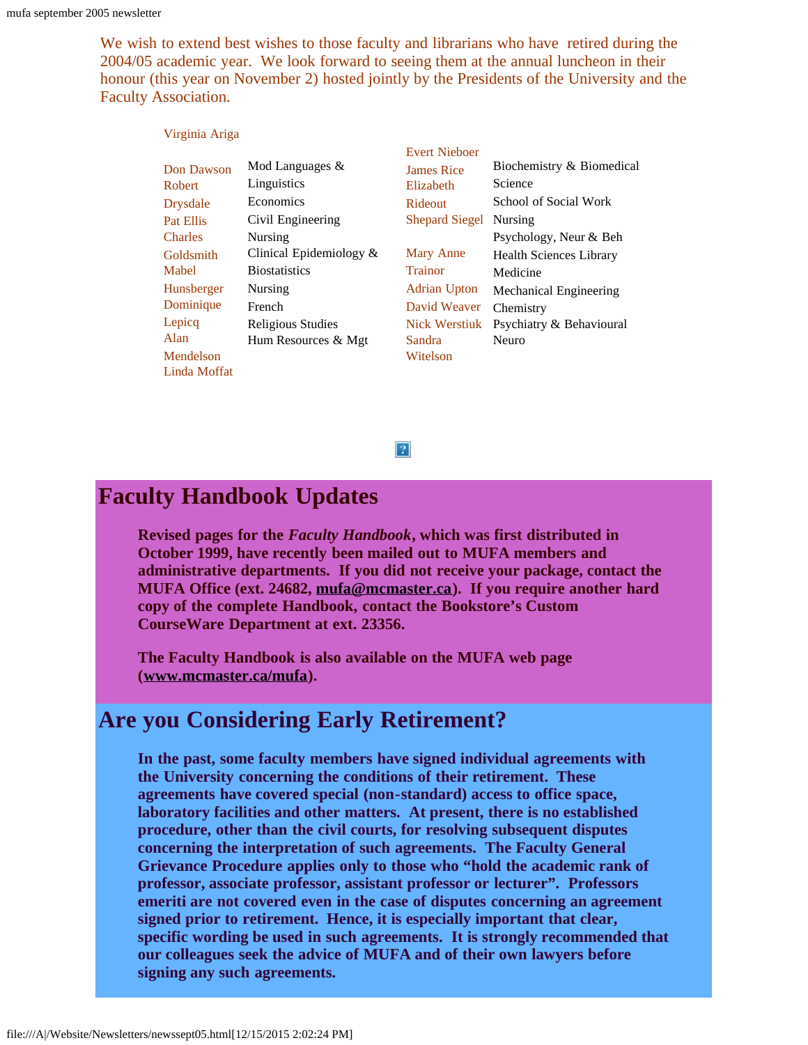We wish to extend best wishes to those faculty and librarians who have retired during the 2004/05 academic year. We look forward to seeing them at the annual luncheon in their honour (this year on November 2) hosted jointly by the Presidents of the University and the Faculty Association.

| Name | Department | Name | Department |
|---|---|---|---|
| Virginia Ariga | Mod Languages & Linguistics | Evert Nieboer | Biochemistry & Biomedical Science |
| Don Dawson | Economics | James Rice | School of Social Work |
| Robert Drysdale | Civil Engineering | Elizabeth Rideout | Nursing |
| Pat Ellis | Nursing | Shepard Siegel | Psychology, Neur & Beh |
| Charles Goldsmith | Clinical Epidemiology & Biostatistics | Mary Anne Trainor | Health Sciences Library |
| Mabel Hunsberger | Nursing | Adrian Upton | Medicine |
| Dominique Lepicq | French | David Weaver | Mechanical Engineering |
| Alan Mendelson | Religious Studies | Nick Werstiuk | Chemistry |
| Linda Moffat | Hum Resources & Mgt | Sandra Witelson | Psychiatry & Behavioural Neuro |

## Faculty Handbook Updates

**Revised pages for the *Faculty Handbook*, which was first distributed in October 1999, have recently been mailed out to MUFA members and administrative departments. If you did not receive your package, contact the MUFA Office (ext. 24682, mufa@mcmaster.ca). If you require another hard copy of the complete Handbook, contact the Bookstore's Custom CourseWare Department at ext. 23356.**

**The Faculty Handbook is also available on the MUFA web page (www.mcmaster.ca/mufa).**

## Are you Considering Early Retirement?

**In the past, some faculty members have signed individual agreements with the University concerning the conditions of their retirement. These agreements have covered special (non-standard) access to office space, laboratory facilities and other matters. At present, there is no established procedure, other than the civil courts, for resolving subsequent disputes concerning the interpretation of such agreements. The Faculty General Grievance Procedure applies only to those who "hold the academic rank of professor, associate professor, assistant professor or lecturer". Professors emeriti are not covered even in the case of disputes concerning an agreement signed prior to retirement. Hence, it is especially important that clear, specific wording be used in such agreements. It is strongly recommended that our colleagues seek the advice of MUFA and of their own lawyers before signing any such agreements.**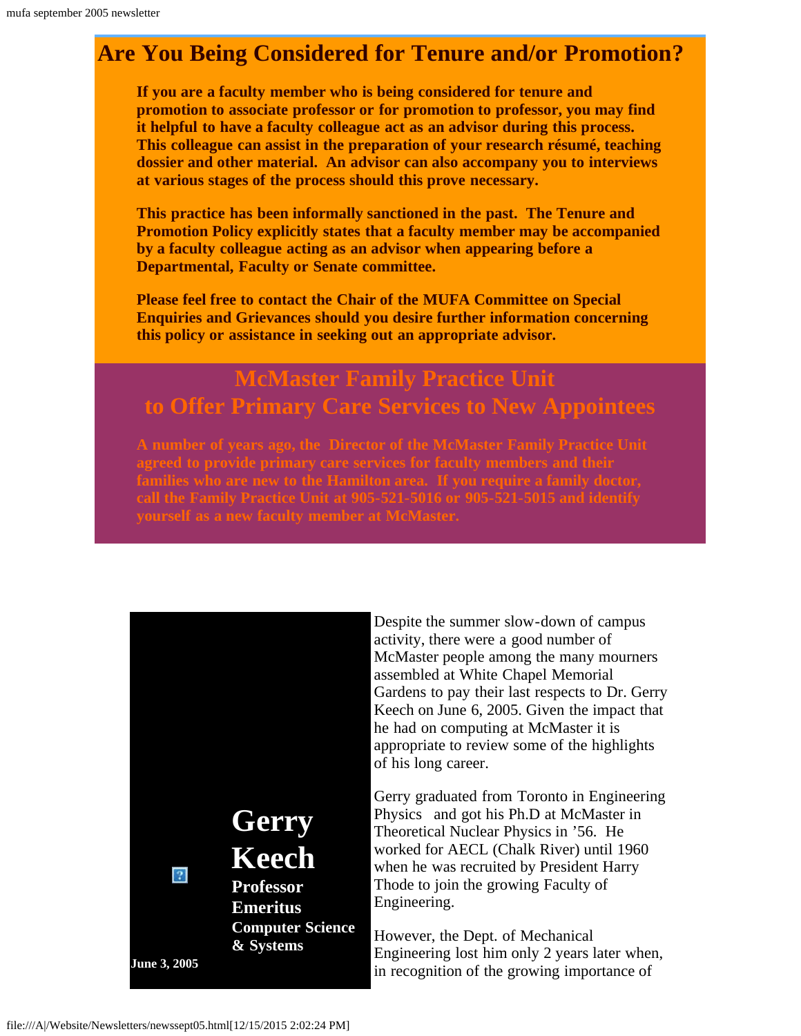## Are You Being Considered for Tenure and/or Promotion?

**If you are a faculty member who is being considered for tenure and promotion to associate professor or for promotion to professor, you may find it helpful to have a faculty colleague act as an advisor during this process. This colleague can assist in the preparation of your research résumé, teaching dossier and other material. An advisor can also accompany you to interviews at various stages of the process should this prove necessary.**

**This practice has been informally sanctioned in the past. The Tenure and Promotion Policy explicitly states that a faculty member may be accompanied by a faculty colleague acting as an advisor when appearing before a Departmental, Faculty or Senate committee.**

**Please feel free to contact the Chair of the MUFA Committee on Special Enquiries and Grievances should you desire further information concerning this policy or assistance in seeking out an appropriate advisor.**

## McMaster Family Practice Unit to Offer Primary Care Services to New Appointees

**A number of years ago, the Director of the McMaster Family Practice Unit agreed to provide primary care services for faculty members and their families who are new to the Hamilton area. If you require a family doctor, call the Family Practice Unit at 905-521-5016 or 905-521-5015 and identify yourself as a new faculty member at McMaster.**

## Gerry Keech

**Professor Emeritus**
**Computer Science & Systems**

**June 3, 2005**

Despite the summer slow-down of campus activity, there were a good number of McMaster people among the many mourners assembled at White Chapel Memorial Gardens to pay their last respects to Dr. Gerry Keech on June 6, 2005. Given the impact that he had on computing at McMaster it is appropriate to review some of the highlights of his long career.

Gerry graduated from Toronto in Engineering Physics and got his Ph.D at McMaster in Theoretical Nuclear Physics in '56. He worked for AECL (Chalk River) until 1960 when he was recruited by President Harry Thode to join the growing Faculty of Engineering.

However, the Dept. of Mechanical Engineering lost him only 2 years later when, in recognition of the growing importance of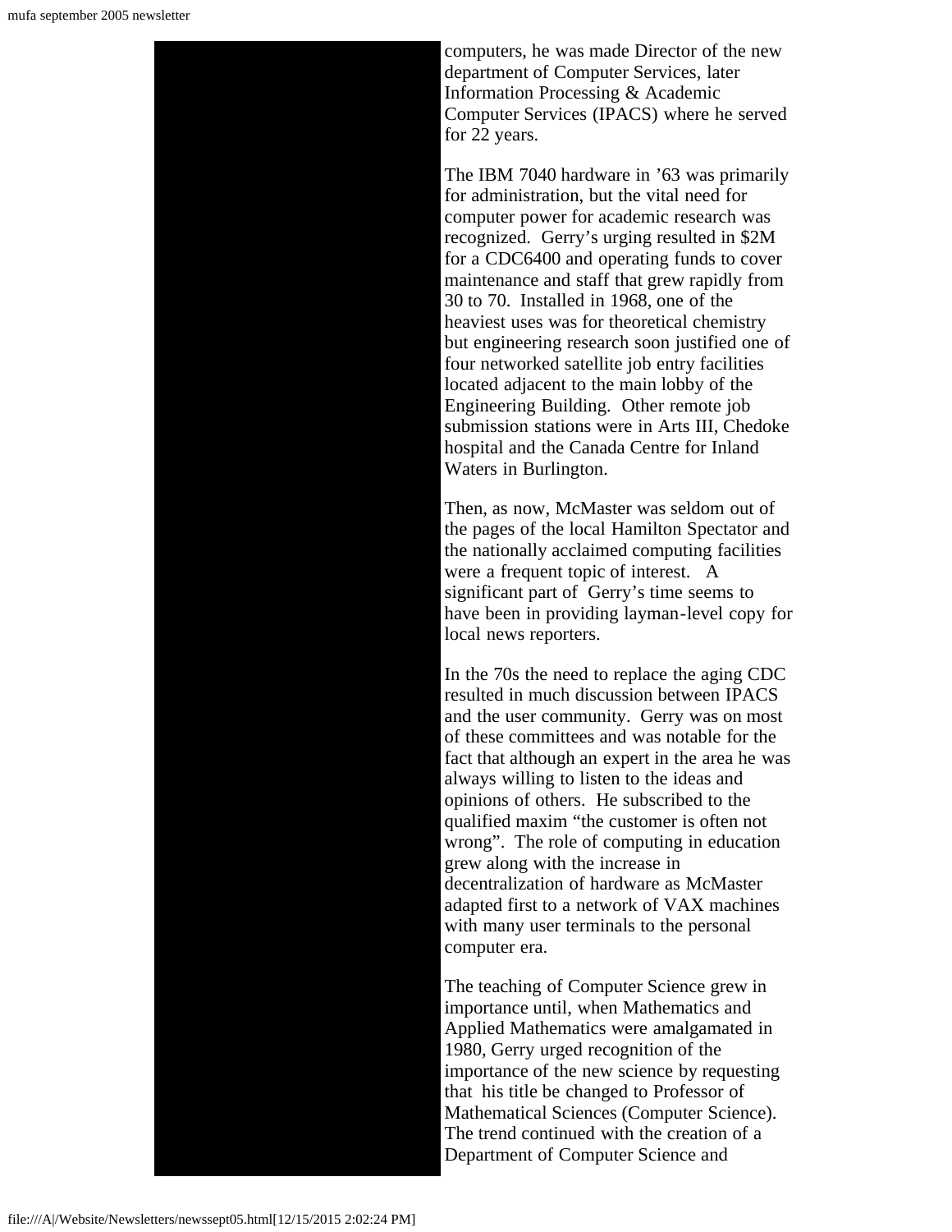computers, he was made Director of the new department of Computer Services, later Information Processing & Academic Computer Services (IPACS) where he served for 22 years.

The IBM 7040 hardware in '63 was primarily for administration, but the vital need for computer power for academic research was recognized. Gerry's urging resulted in $2M for a CDC6400 and operating funds to cover maintenance and staff that grew rapidly from 30 to 70. Installed in 1968, one of the heaviest uses was for theoretical chemistry but engineering research soon justified one of four networked satellite job entry facilities located adjacent to the main lobby of the Engineering Building. Other remote job submission stations were in Arts III, Chedoke hospital and the Canada Centre for Inland Waters in Burlington.

Then, as now, McMaster was seldom out of the pages of the local Hamilton Spectator and the nationally acclaimed computing facilities were a frequent topic of interest. A significant part of Gerry's time seems to have been in providing layman-level copy for local news reporters.

In the 70s the need to replace the aging CDC resulted in much discussion between IPACS and the user community. Gerry was on most of these committees and was notable for the fact that although an expert in the area he was always willing to listen to the ideas and opinions of others. He subscribed to the qualified maxim "the customer is often not wrong". The role of computing in education grew along with the increase in decentralization of hardware as McMaster adapted first to a network of VAX machines with many user terminals to the personal computer era.

The teaching of Computer Science grew in importance until, when Mathematics and Applied Mathematics were amalgamated in 1980, Gerry urged recognition of the importance of the new science by requesting that his title be changed to Professor of Mathematical Sciences (Computer Science). The trend continued with the creation of a Department of Computer Science and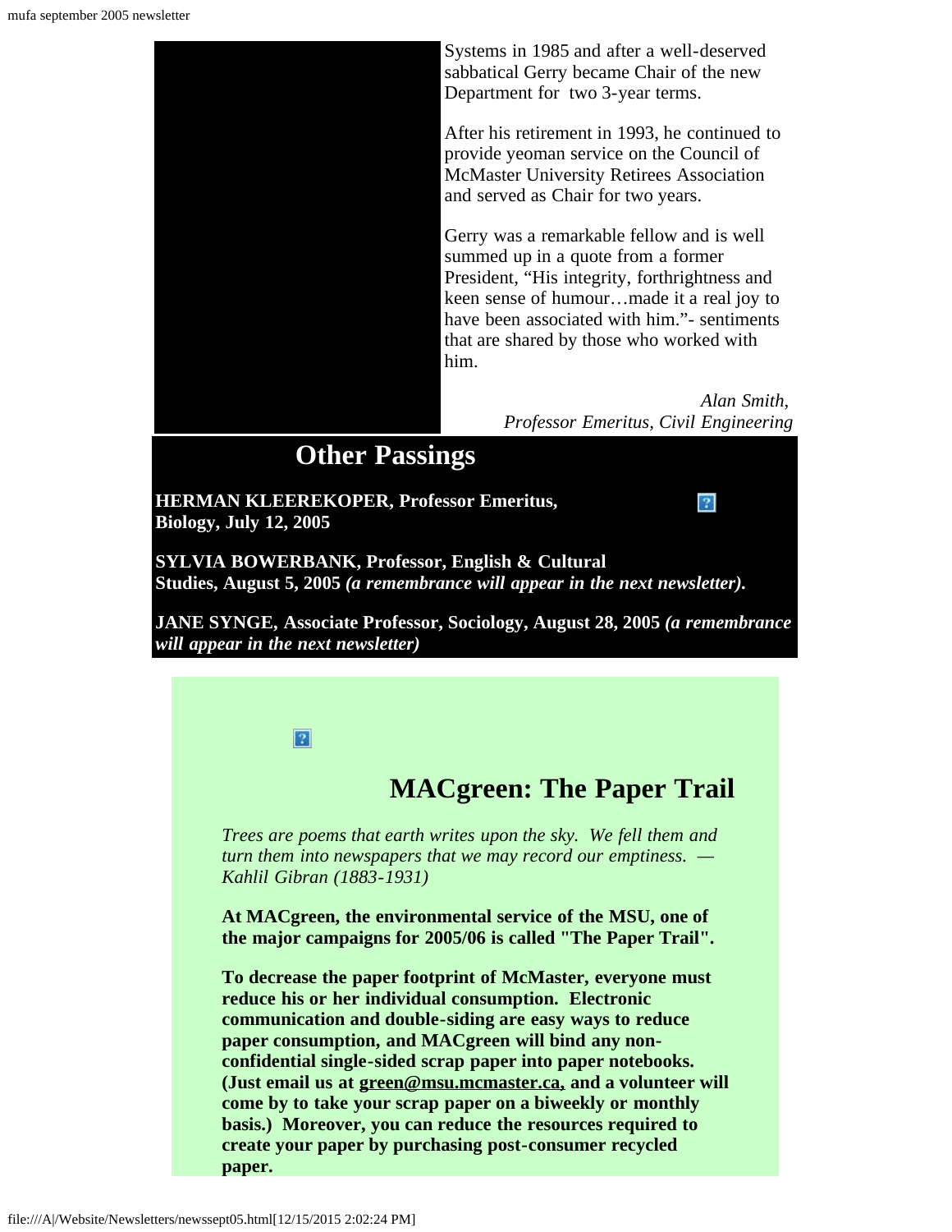Systems in 1985 and after a well-deserved sabbatical Gerry became Chair of the new Department for two 3-year terms.

After his retirement in 1993, he continued to provide yeoman service on the Council of McMaster University Retirees Association and served as Chair for two years.

Gerry was a remarkable fellow and is well summed up in a quote from a former President, "His integrity, forthrightness and keen sense of humour…made it a real joy to have been associated with him."- sentiments that are shared by those who worked with him.

*Alan Smith,*
*Professor Emeritus, Civil Engineering*

## Other Passings

**HERMAN KLEEREKOPER, Professor Emeritus, Biology, July 12, 2005**

**SYLVIA BOWERBANK, Professor, English & Cultural Studies, August 5, 2005 *(a remembrance will appear in the next newsletter).***

**JANE SYNGE, Associate Professor, Sociology, August 28, 2005 *(a remembrance will appear in the next newsletter)***

## MACgreen: The Paper Trail

*Trees are poems that earth writes upon the sky. We fell them and turn them into newspapers that we may record our emptiness. — Kahlil Gibran (1883-1931)*

**At MACgreen, the environmental service of the MSU, one of the major campaigns for 2005/06 is called "The Paper Trail".**

**To decrease the paper footprint of McMaster, everyone must reduce his or her individual consumption. Electronic communication and double-siding are easy ways to reduce paper consumption, and MACgreen will bind any non-confidential single-sided scrap paper into paper notebooks. (Just email us at green@msu.mcmaster.ca, and a volunteer will come by to take your scrap paper on a biweekly or monthly basis.) Moreover, you can reduce the resources required to create your paper by purchasing post-consumer recycled paper.**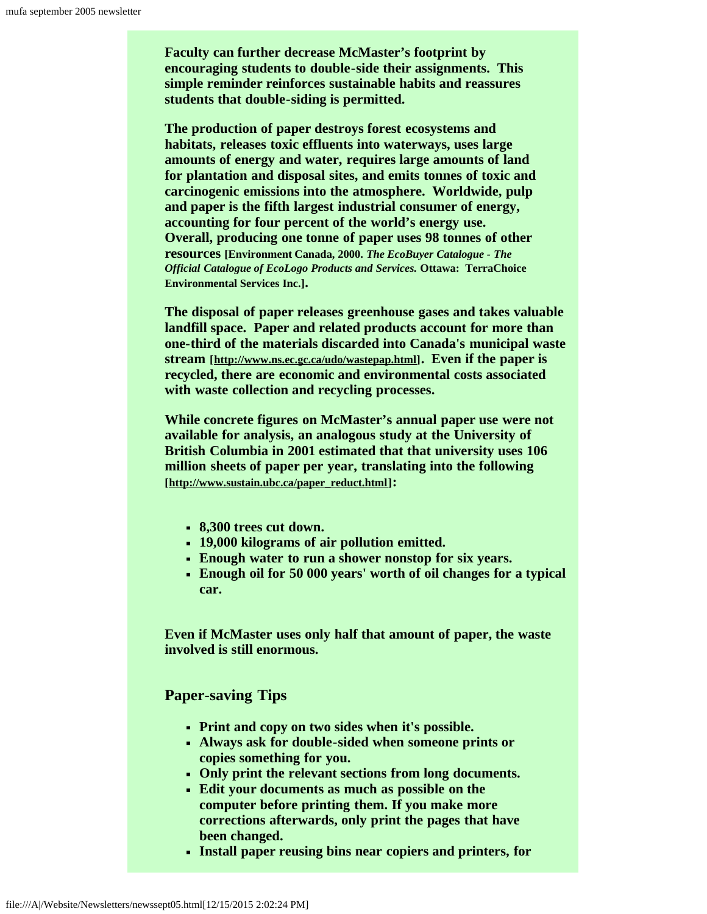**Faculty can further decrease McMaster's footprint by encouraging students to double-side their assignments. This simple reminder reinforces sustainable habits and reassures students that double-siding is permitted.**

**The production of paper destroys forest ecosystems and habitats, releases toxic effluents into waterways, uses large amounts of energy and water, requires large amounts of land for plantation and disposal sites, and emits tonnes of toxic and carcinogenic emissions into the atmosphere. Worldwide, pulp and paper is the fifth largest industrial consumer of energy, accounting for four percent of the world's energy use. Overall, producing one tonne of paper uses 98 tonnes of other resources [Environment Canada, 2000. *The EcoBuyer Catalogue - The Official Catalogue of EcoLogo Products and Services.* Ottawa: TerraChoice Environmental Services Inc.].**

**The disposal of paper releases greenhouse gases and takes valuable landfill space. Paper and related products account for more than one-third of the materials discarded into Canada's municipal waste stream [http://www.ns.ec.gc.ca/udo/wastepap.html]. Even if the paper is recycled, there are economic and environmental costs associated with waste collection and recycling processes.**

**While concrete figures on McMaster's annual paper use were not available for analysis, an analogous study at the University of British Columbia in 2001 estimated that that university uses 106 million sheets of paper per year, translating into the following [http://www.sustain.ubc.ca/paper_reduct.html]:**

- **8,300 trees cut down.**
- **19,000 kilograms of air pollution emitted.**
- **Enough water to run a shower nonstop for six years.**
- **Enough oil for 50 000 years' worth of oil changes for a typical car.**

**Even if McMaster uses only half that amount of paper, the waste involved is still enormous.**

## Paper-saving Tips

- **Print and copy on two sides when it's possible.**
- **Always ask for double-sided when someone prints or copies something for you.**
- **Only print the relevant sections from long documents.**
- **Edit your documents as much as possible on the computer before printing them. If you make more corrections afterwards, only print the pages that have been changed.**
- **Install paper reusing bins near copiers and printers, for**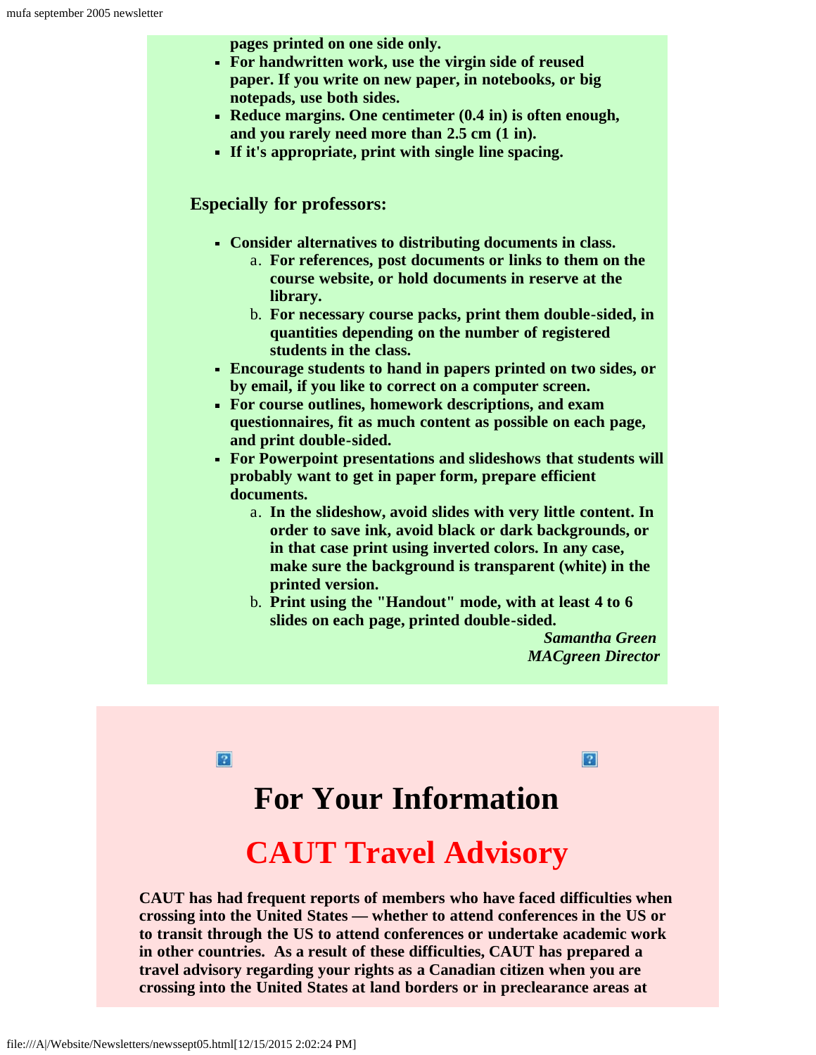**pages printed on one side only.**

- **For handwritten work, use the virgin side of reused paper. If you write on new paper, in notebooks, or big notepads, use both sides.**
- **Reduce margins. One centimeter (0.4 in) is often enough, and you rarely need more than 2.5 cm (1 in).**
- **If it's appropriate, print with single line spacing.**

### Especially for professors:

- **Consider alternatives to distributing documents in class.**
  a. **For references, post documents or links to them on the course website, or hold documents in reserve at the library.**
  b. **For necessary course packs, print them double-sided, in quantities depending on the number of registered students in the class.**
- **Encourage students to hand in papers printed on two sides, or by email, if you like to correct on a computer screen.**
- **For course outlines, homework descriptions, and exam questionnaires, fit as much content as possible on each page, and print double-sided.**
- **For Powerpoint presentations and slideshows that students will probably want to get in paper form, prepare efficient documents.**
  a. **In the slideshow, avoid slides with very little content. In order to save ink, avoid black or dark backgrounds, or in that case print using inverted colors. In any case, make sure the background is transparent (white) in the printed version.**
  b. **Print using the "Handout" mode, with at least 4 to 6 slides on each page, printed double-sided.**

***Samantha Green***
***MACgreen Director***

# For Your Information

## CAUT Travel Advisory

**CAUT has had frequent reports of members who have faced difficulties when crossing into the United States — whether to attend conferences in the US or to transit through the US to attend conferences or undertake academic work in other countries. As a result of these difficulties, CAUT has prepared a travel advisory regarding your rights as a Canadian citizen when you are crossing into the United States at land borders or in preclearance areas at**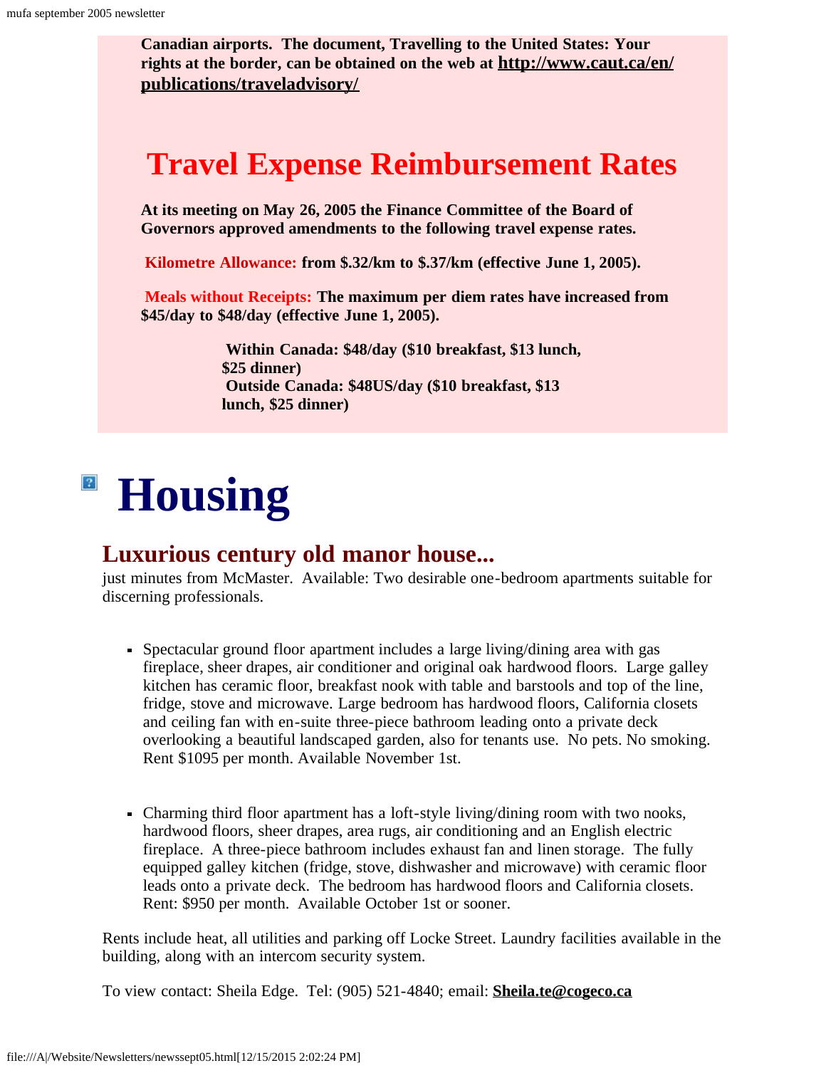**Canadian airports. The document, Travelling to the United States: Your rights at the border, can be obtained on the web at [http://www.caut.ca/en/publications/traveladvisory/](http://www.caut.ca/en/publications/traveladvisory/)**

## Travel Expense Reimbursement Rates

**At its meeting on May 26, 2005 the Finance Committee of the Board of Governors approved amendments to the following travel expense rates.**

**Kilometre Allowance: from $.32/km to $.37/km (effective June 1, 2005).**

**Meals without Receipts: The maximum per diem rates have increased from $45/day to $48/day (effective June 1, 2005).**

> **Within Canada: $48/day ($10 breakfast, $13 lunch, $25 dinner)**
> **Outside Canada: $48US/day ($10 breakfast, $13 lunch, $25 dinner)**

# Housing

## Luxurious century old manor house...

just minutes from McMaster. Available: Two desirable one-bedroom apartments suitable for discerning professionals.

- Spectacular ground floor apartment includes a large living/dining area with gas fireplace, sheer drapes, air conditioner and original oak hardwood floors. Large galley kitchen has ceramic floor, breakfast nook with table and barstools and top of the line, fridge, stove and microwave. Large bedroom has hardwood floors, California closets and ceiling fan with en-suite three-piece bathroom leading onto a private deck overlooking a beautiful landscaped garden, also for tenants use. No pets. No smoking. Rent $1095 per month. Available November 1st.

- Charming third floor apartment has a loft-style living/dining room with two nooks, hardwood floors, sheer drapes, area rugs, air conditioning and an English electric fireplace. A three-piece bathroom includes exhaust fan and linen storage. The fully equipped galley kitchen (fridge, stove, dishwasher and microwave) with ceramic floor leads onto a private deck. The bedroom has hardwood floors and California closets. Rent: $950 per month. Available October 1st or sooner.

Rents include heat, all utilities and parking off Locke Street. Laundry facilities available in the building, along with an intercom security system.

To view contact: Sheila Edge. Tel: (905) 521-4840; email: **Sheila.te@cogeco.ca**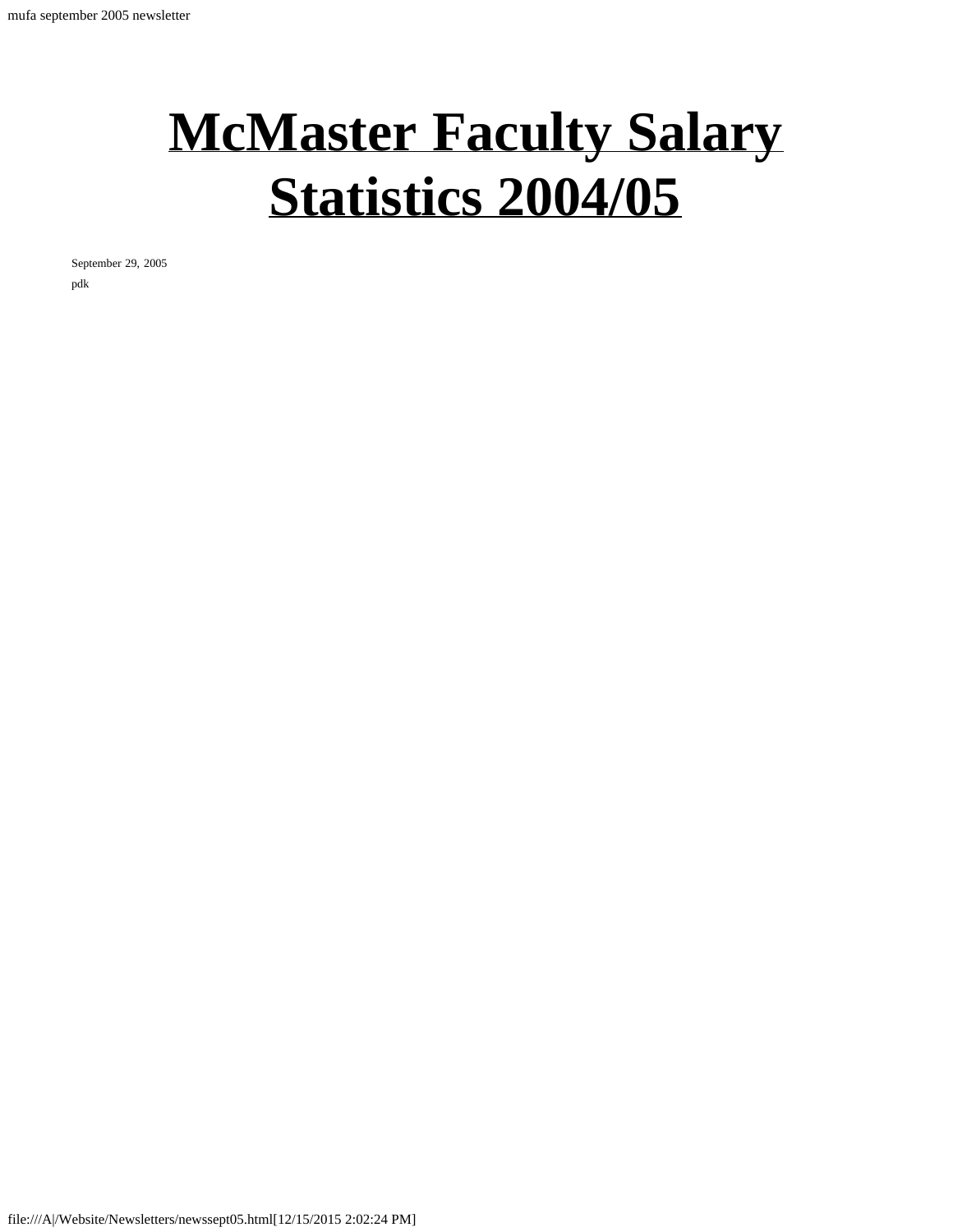# McMaster Faculty Salary Statistics 2004/05

September 29, 2005

pdk